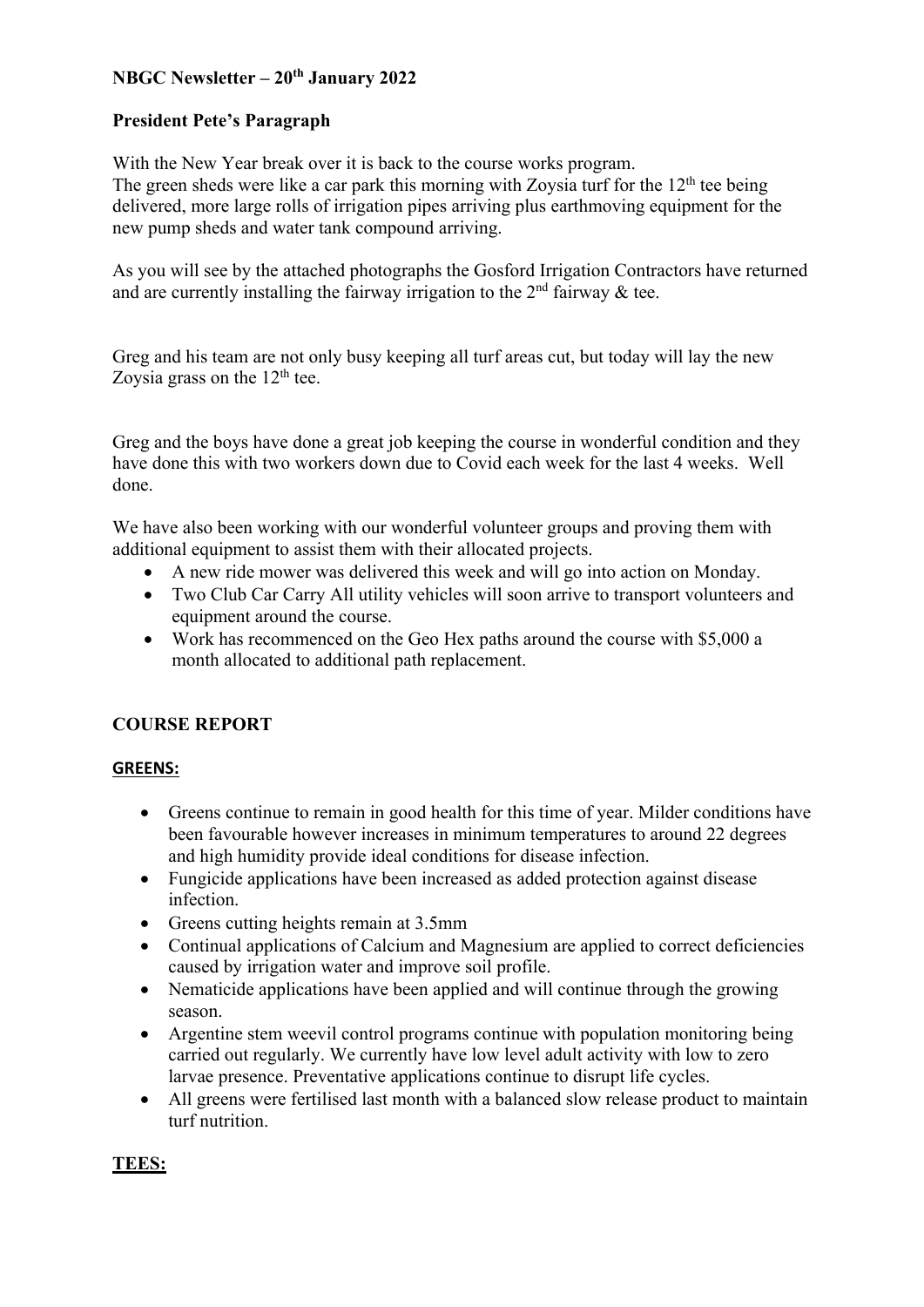# NBGC Newsletter – 20th January 2022

## President Pete's Paragraph

With the New Year break over it is back to the course works program.
The green sheds were like a car park this morning with Zoysia turf for the 12th tee being delivered, more large rolls of irrigation pipes arriving plus earthmoving equipment for the new pump sheds and water tank compound arriving.

As you will see by the attached photographs the Gosford Irrigation Contractors have returned and are currently installing the fairway irrigation to the 2nd fairway & tee.

Greg and his team are not only busy keeping all turf areas cut, but today will lay the new Zoysia grass on the 12th tee.

Greg and the boys have done a great job keeping the course in wonderful condition and they have done this with two workers down due to Covid each week for the last 4 weeks. Well done.

We have also been working with our wonderful volunteer groups and proving them with additional equipment to assist them with their allocated projects.

- A new ride mower was delivered this week and will go into action on Monday.
- Two Club Car Carry All utility vehicles will soon arrive to transport volunteers and equipment around the course.
- Work has recommenced on the Geo Hex paths around the course with $5,000 a month allocated to additional path replacement.

## COURSE REPORT

### GREENS:

- Greens continue to remain in good health for this time of year. Milder conditions have been favourable however increases in minimum temperatures to around 22 degrees and high humidity provide ideal conditions for disease infection.
- Fungicide applications have been increased as added protection against disease infection.
- Greens cutting heights remain at 3.5mm
- Continual applications of Calcium and Magnesium are applied to correct deficiencies caused by irrigation water and improve soil profile.
- Nematicide applications have been applied and will continue through the growing season.
- Argentine stem weevil control programs continue with population monitoring being carried out regularly. We currently have low level adult activity with low to zero larvae presence. Preventative applications continue to disrupt life cycles.
- All greens were fertilised last month with a balanced slow release product to maintain turf nutrition.

### TEES: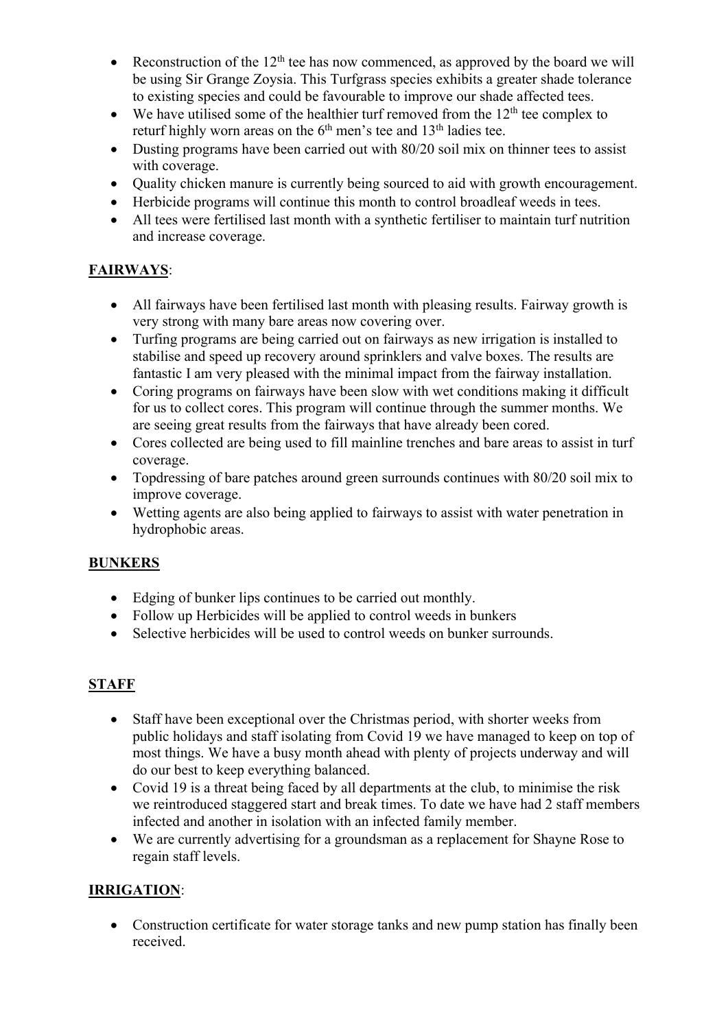- Reconstruction of the 12th tee has now commenced, as approved by the board we will be using Sir Grange Zoysia. This Turfgrass species exhibits a greater shade tolerance to existing species and could be favourable to improve our shade affected tees.
- We have utilised some of the healthier turf removed from the 12th tee complex to returf highly worn areas on the 6th men's tee and 13th ladies tee.
- Dusting programs have been carried out with 80/20 soil mix on thinner tees to assist with coverage.
- Quality chicken manure is currently being sourced to aid with growth encouragement.
- Herbicide programs will continue this month to control broadleaf weeds in tees.
- All tees were fertilised last month with a synthetic fertiliser to maintain turf nutrition and increase coverage.

## <u>FAIRWAYS</u>:

- All fairways have been fertilised last month with pleasing results. Fairway growth is very strong with many bare areas now covering over.
- Turfing programs are being carried out on fairways as new irrigation is installed to stabilise and speed up recovery around sprinklers and valve boxes. The results are fantastic I am very pleased with the minimal impact from the fairway installation.
- Coring programs on fairways have been slow with wet conditions making it difficult for us to collect cores. This program will continue through the summer months. We are seeing great results from the fairways that have already been cored.
- Cores collected are being used to fill mainline trenches and bare areas to assist in turf coverage.
- Topdressing of bare patches around green surrounds continues with 80/20 soil mix to improve coverage.
- Wetting agents are also being applied to fairways to assist with water penetration in hydrophobic areas.

## <u>BUNKERS</u>

- Edging of bunker lips continues to be carried out monthly.
- Follow up Herbicides will be applied to control weeds in bunkers
- Selective herbicides will be used to control weeds on bunker surrounds.

## <u>STAFF</u>

- Staff have been exceptional over the Christmas period, with shorter weeks from public holidays and staff isolating from Covid 19 we have managed to keep on top of most things. We have a busy month ahead with plenty of projects underway and will do our best to keep everything balanced.
- Covid 19 is a threat being faced by all departments at the club, to minimise the risk we reintroduced staggered start and break times. To date we have had 2 staff members infected and another in isolation with an infected family member.
- We are currently advertising for a groundsman as a replacement for Shayne Rose to regain staff levels.

## <u>IRRIGATION</u>:

- Construction certificate for water storage tanks and new pump station has finally been received.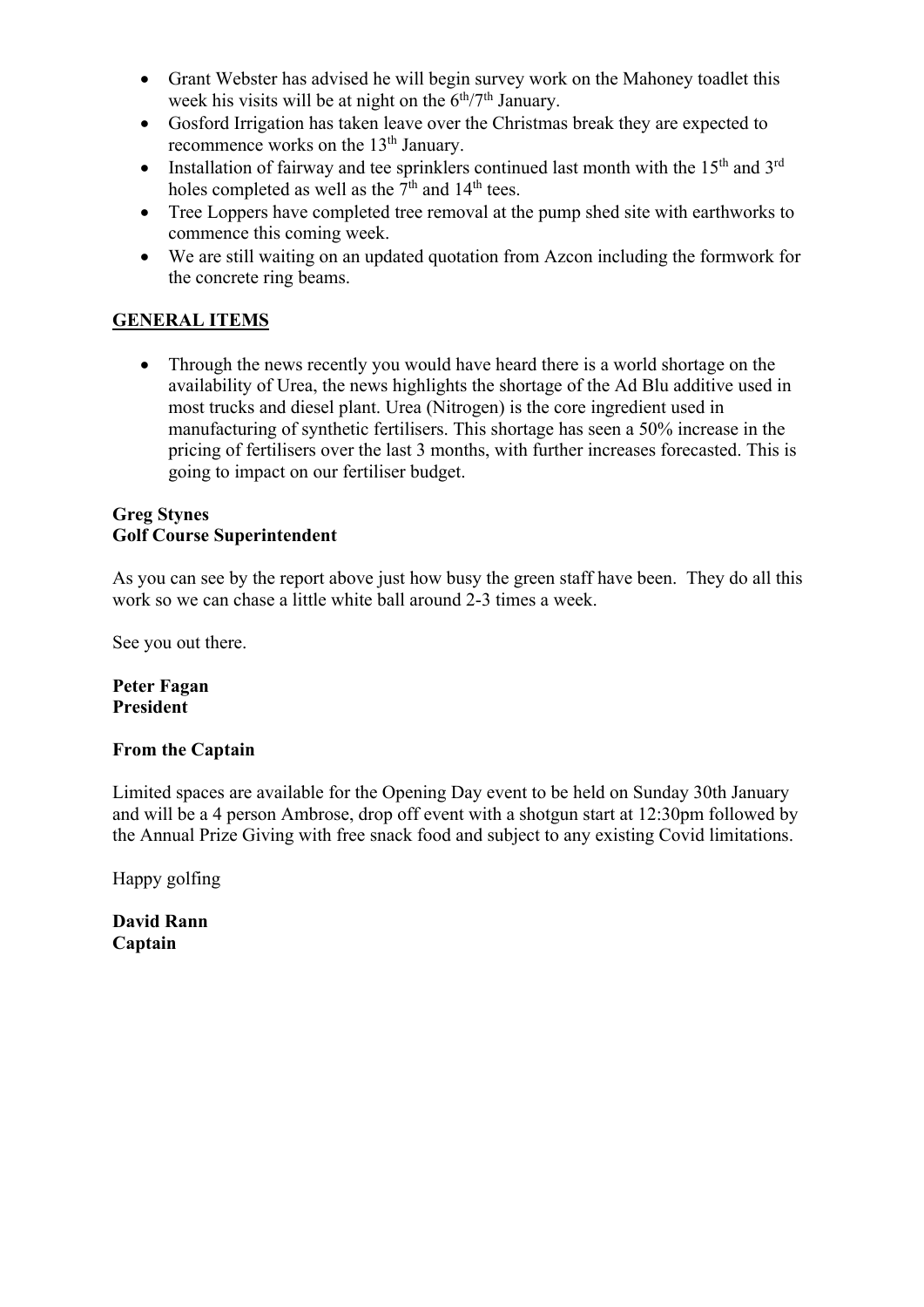- Grant Webster has advised he will begin survey work on the Mahoney toadlet this week his visits will be at night on the 6th/7th January.
- Gosford Irrigation has taken leave over the Christmas break they are expected to recommence works on the 13th January.
- Installation of fairway and tee sprinklers continued last month with the 15th and 3rd holes completed as well as the 7th and 14th tees.
- Tree Loppers have completed tree removal at the pump shed site with earthworks to commence this coming week.
- We are still waiting on an updated quotation from Azcon including the formwork for the concrete ring beams.

## GENERAL ITEMS

- Through the news recently you would have heard there is a world shortage on the availability of Urea, the news highlights the shortage of the Ad Blu additive used in most trucks and diesel plant. Urea (Nitrogen) is the core ingredient used in manufacturing of synthetic fertilisers. This shortage has seen a 50% increase in the pricing of fertilisers over the last 3 months, with further increases forecasted. This is going to impact on our fertiliser budget.

**Greg Stynes**
**Golf Course Superintendent**

As you can see by the report above just how busy the green staff have been. They do all this work so we can chase a little white ball around 2-3 times a week.

See you out there.

**Peter Fagan**
**President**

**From the Captain**

Limited spaces are available for the Opening Day event to be held on Sunday 30th January and will be a 4 person Ambrose, drop off event with a shotgun start at 12:30pm followed by the Annual Prize Giving with free snack food and subject to any existing Covid limitations.

Happy golfing

**David Rann**
**Captain**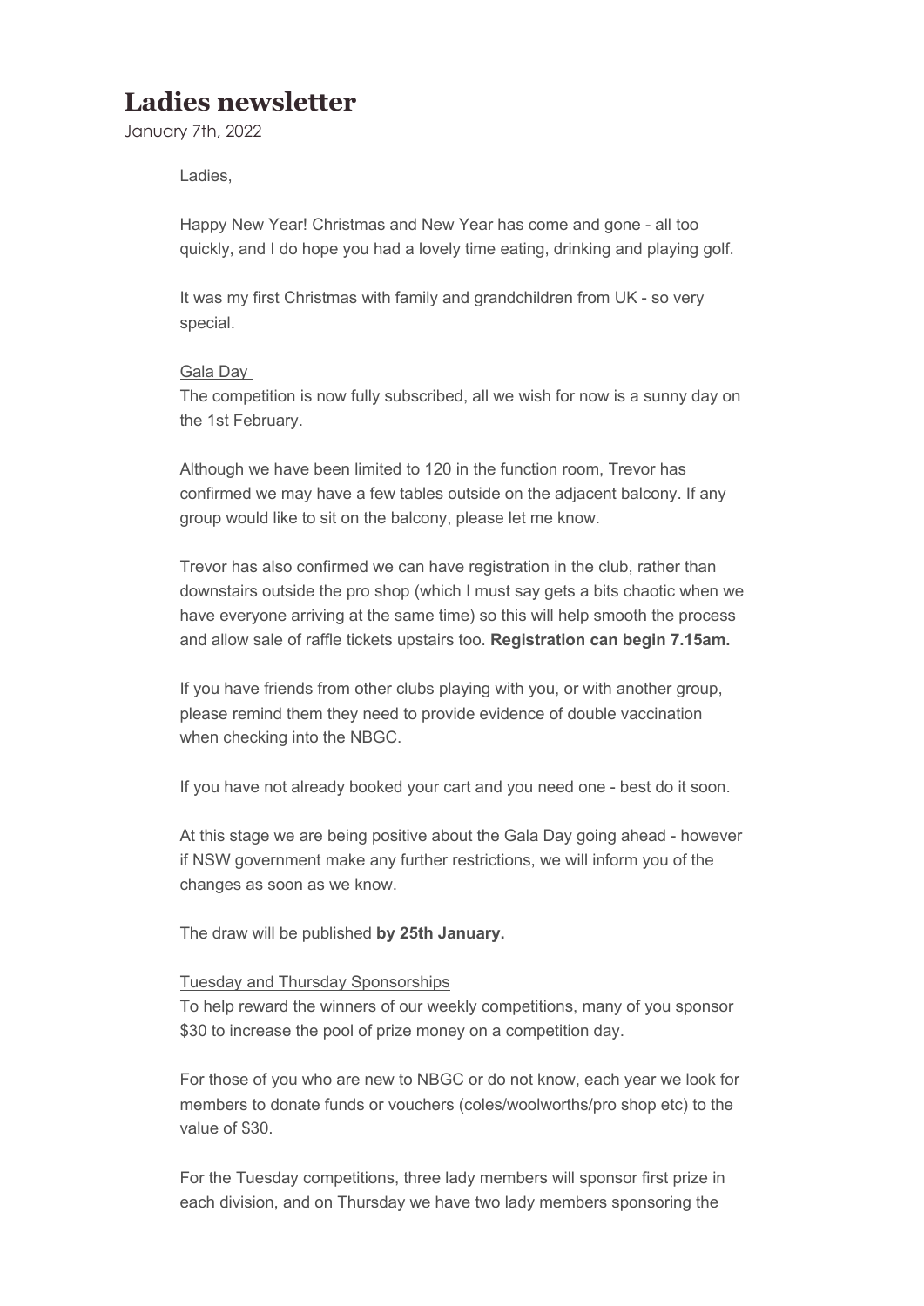# Ladies newsletter

January 7th, 2022

Ladies,

Happy New Year! Christmas and New Year has come and gone - all too quickly, and I do hope you had a lovely time eating, drinking and playing golf.

It was my first Christmas with family and grandchildren from UK - so very special.

Gala Day

The competition is now fully subscribed, all we wish for now is a sunny day on the 1st February.

Although we have been limited to 120 in the function room, Trevor has confirmed we may have a few tables outside on the adjacent balcony. If any group would like to sit on the balcony, please let me know.

Trevor has also confirmed we can have registration in the club, rather than downstairs outside the pro shop (which I must say gets a bits chaotic when we have everyone arriving at the same time) so this will help smooth the process and allow sale of raffle tickets upstairs too. **Registration can begin 7.15am.**

If you have friends from other clubs playing with you, or with another group, please remind them they need to provide evidence of double vaccination when checking into the NBGC.

If you have not already booked your cart and you need one - best do it soon.

At this stage we are being positive about the Gala Day going ahead - however if NSW government make any further restrictions, we will inform you of the changes as soon as we know.

The draw will be published **by 25th January.**

Tuesday and Thursday Sponsorships

To help reward the winners of our weekly competitions, many of you sponsor $30 to increase the pool of prize money on a competition day.

For those of you who are new to NBGC or do not know, each year we look for members to donate funds or vouchers (coles/woolworths/pro shop etc) to the value of $30.

For the Tuesday competitions, three lady members will sponsor first prize in each division, and on Thursday we have two lady members sponsoring the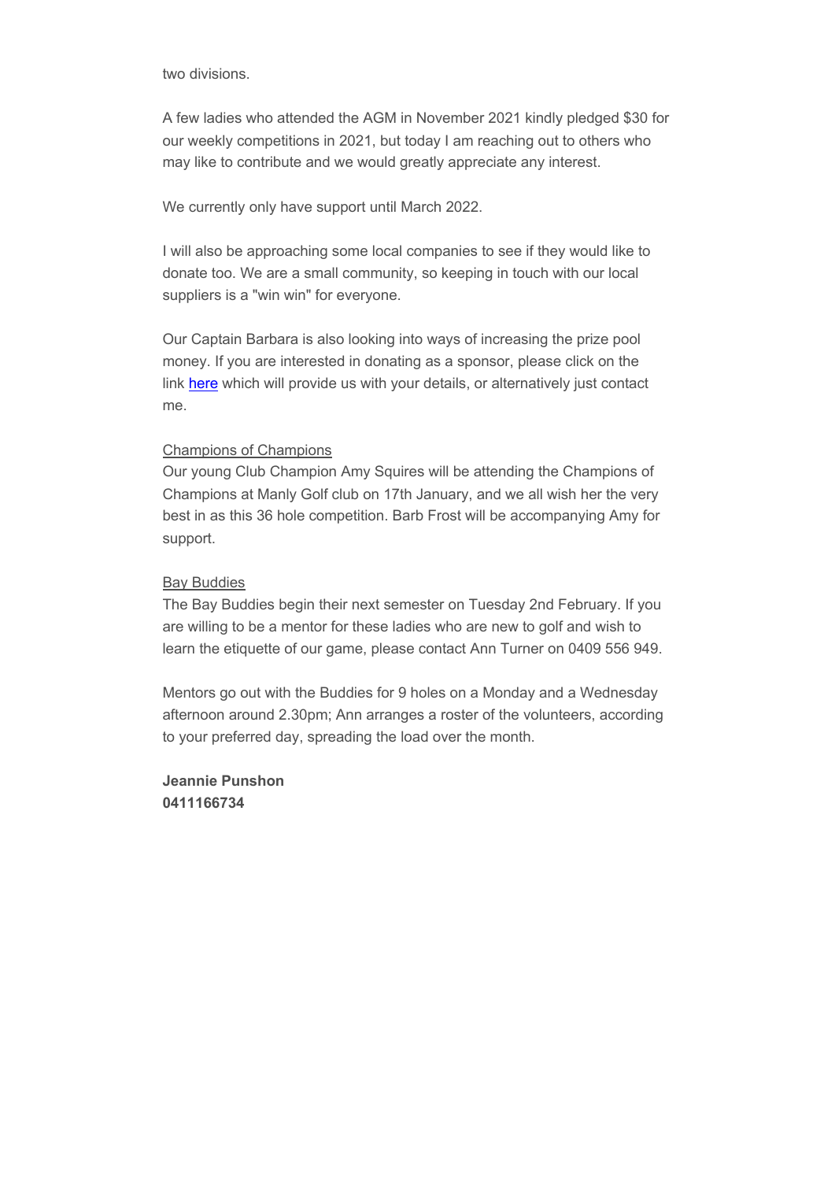two divisions.

A few ladies who attended the AGM in November 2021 kindly pledged $30 for our weekly competitions in 2021, but today I am reaching out to others who may like to contribute and we would greatly appreciate any interest.

We currently only have support until March 2022.

I will also be approaching some local companies to see if they would like to donate too. We are a small community, so keeping in touch with our local suppliers is a "win win" for everyone.

Our Captain Barbara is also looking into ways of increasing the prize pool money. If you are interested in donating as a sponsor, please click on the link [here]() which will provide us with your details, or alternatively just contact me.

Champions of Champions

Our young Club Champion Amy Squires will be attending the Champions of Champions at Manly Golf club on 17th January, and we all wish her the very best in as this 36 hole competition. Barb Frost will be accompanying Amy for support.

Bay Buddies

The Bay Buddies begin their next semester on Tuesday 2nd February. If you are willing to be a mentor for these ladies who are new to golf and wish to learn the etiquette of our game, please contact Ann Turner on 0409 556 949.

Mentors go out with the Buddies for 9 holes on a Monday and a Wednesday afternoon around 2.30pm; Ann arranges a roster of the volunteers, according to your preferred day, spreading the load over the month.

**Jeannie Punshon**
**0411166734**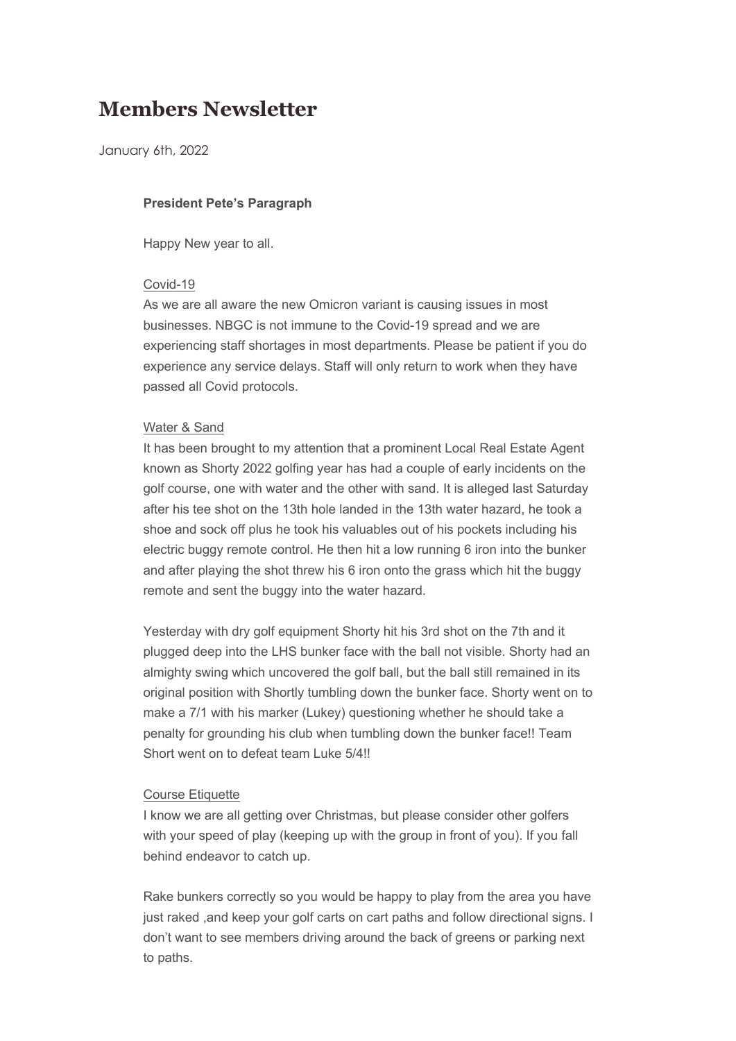# Members Newsletter

January 6th, 2022

**President Pete's Paragraph**

Happy New year to all.

Covid-19

As we are all aware the new Omicron variant is causing issues in most businesses. NBGC is not immune to the Covid-19 spread and we are experiencing staff shortages in most departments. Please be patient if you do experience any service delays. Staff will only return to work when they have passed all Covid protocols.

Water & Sand

It has been brought to my attention that a prominent Local Real Estate Agent known as Shorty 2022 golfing year has had a couple of early incidents on the golf course, one with water and the other with sand. It is alleged last Saturday after his tee shot on the 13th hole landed in the 13th water hazard, he took a shoe and sock off plus he took his valuables out of his pockets including his electric buggy remote control. He then hit a low running 6 iron into the bunker and after playing the shot threw his 6 iron onto the grass which hit the buggy remote and sent the buggy into the water hazard.

Yesterday with dry golf equipment Shorty hit his 3rd shot on the 7th and it plugged deep into the LHS bunker face with the ball not visible. Shorty had an almighty swing which uncovered the golf ball, but the ball still remained in its original position with Shortly tumbling down the bunker face. Shorty went on to make a 7/1 with his marker (Lukey) questioning whether he should take a penalty for grounding his club when tumbling down the bunker face!! Team Short went on to defeat team Luke 5/4!!

Course Etiquette

I know we are all getting over Christmas, but please consider other golfers with your speed of play (keeping up with the group in front of you). If you fall behind endeavor to catch up.

Rake bunkers correctly so you would be happy to play from the area you have just raked ,and keep your golf carts on cart paths and follow directional signs. I don't want to see members driving around the back of greens or parking next to paths.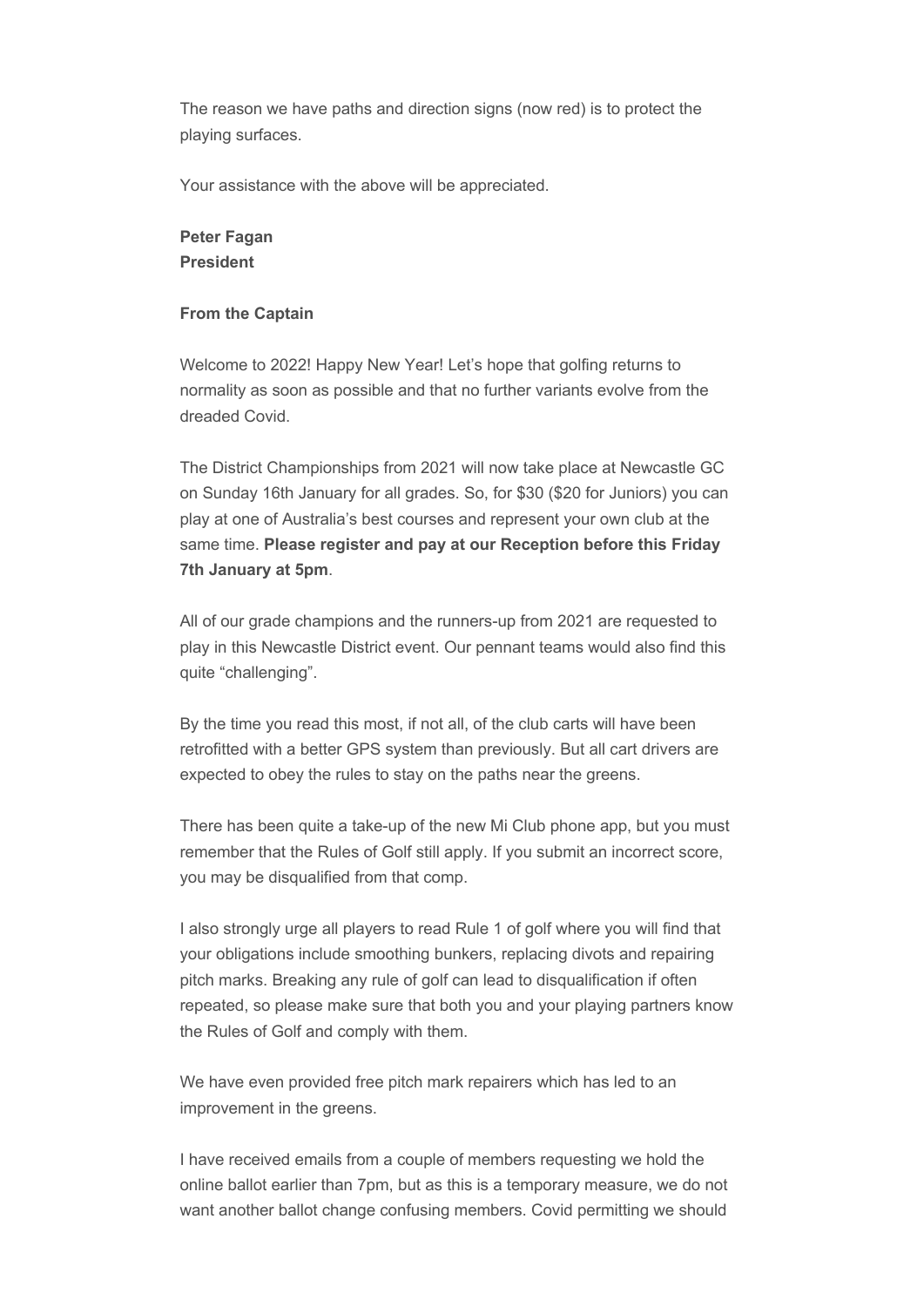The reason we have paths and direction signs (now red) is to protect the playing surfaces.

Your assistance with the above will be appreciated.

**Peter Fagan**
**President**

**From the Captain**

Welcome to 2022! Happy New Year! Let's hope that golfing returns to normality as soon as possible and that no further variants evolve from the dreaded Covid.

The District Championships from 2021 will now take place at Newcastle GC on Sunday 16th January for all grades. So, for $30 ($20 for Juniors) you can play at one of Australia's best courses and represent your own club at the same time. **Please register and pay at our Reception before this Friday 7th January at 5pm**.

All of our grade champions and the runners-up from 2021 are requested to play in this Newcastle District event. Our pennant teams would also find this quite "challenging".

By the time you read this most, if not all, of the club carts will have been retrofitted with a better GPS system than previously. But all cart drivers are expected to obey the rules to stay on the paths near the greens.

There has been quite a take-up of the new Mi Club phone app, but you must remember that the Rules of Golf still apply. If you submit an incorrect score, you may be disqualified from that comp.

I also strongly urge all players to read Rule 1 of golf where you will find that your obligations include smoothing bunkers, replacing divots and repairing pitch marks. Breaking any rule of golf can lead to disqualification if often repeated, so please make sure that both you and your playing partners know the Rules of Golf and comply with them.

We have even provided free pitch mark repairers which has led to an improvement in the greens.

I have received emails from a couple of members requesting we hold the online ballot earlier than 7pm, but as this is a temporary measure, we do not want another ballot change confusing members. Covid permitting we should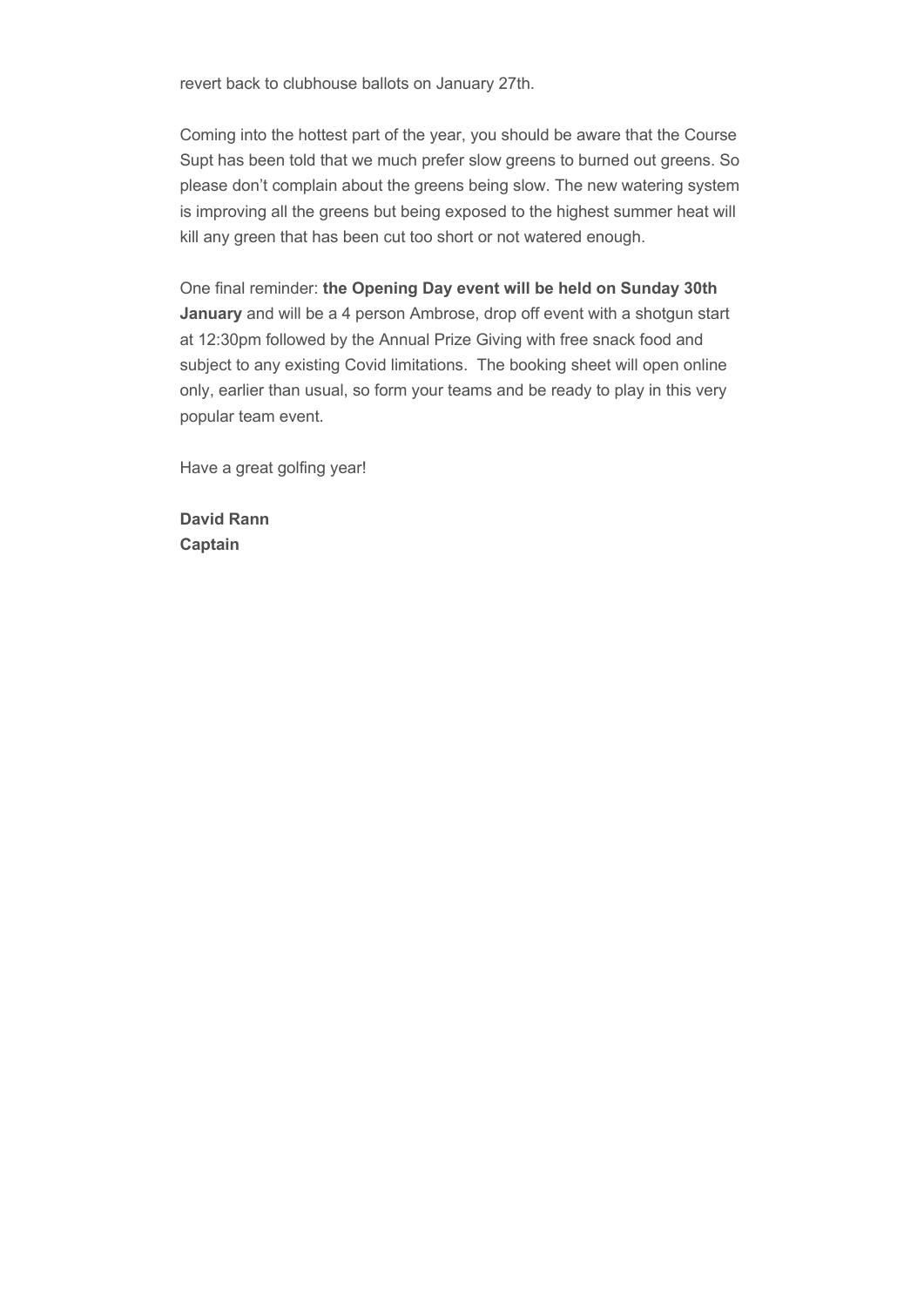revert back to clubhouse ballots on January 27th.

Coming into the hottest part of the year, you should be aware that the Course Supt has been told that we much prefer slow greens to burned out greens. So please don't complain about the greens being slow. The new watering system is improving all the greens but being exposed to the highest summer heat will kill any green that has been cut too short or not watered enough.

One final reminder: **the Opening Day event will be held on Sunday 30th January** and will be a 4 person Ambrose, drop off event with a shotgun start at 12:30pm followed by the Annual Prize Giving with free snack food and subject to any existing Covid limitations.  The booking sheet will open online only, earlier than usual, so form your teams and be ready to play in this very popular team event.

Have a great golfing year!

**David Rann**
**Captain**